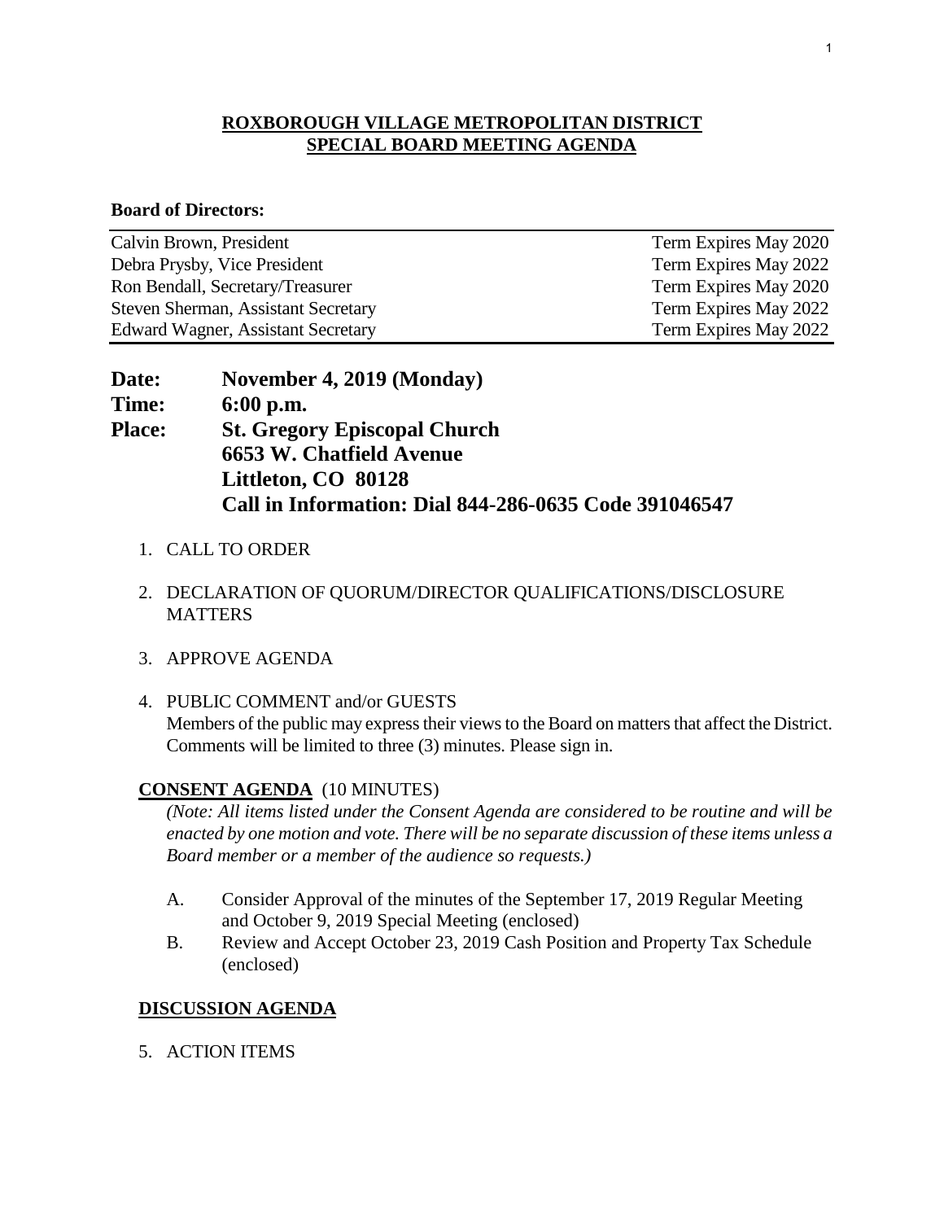# ROXBOROUGH VILLAGE METROPOLITAN DISTRICT
# SPECIAL BOARD MEETING AGENDA

**Board of Directors:**

| | |
|---|---|
| Calvin Brown, President | Term Expires May 2020 |
| Debra Prysby, Vice President | Term Expires May 2022 |
| Ron Bendall, Secretary/Treasurer | Term Expires May 2020 |
| Steven Sherman, Assistant Secretary | Term Expires May 2022 |
| Edward Wagner, Assistant Secretary | Term Expires May 2022 |

**Date:** **November 4, 2019 (Monday)**
**Time:** **6:00 p.m.**
**Place:** **St. Gregory Episcopal Church**
**6653 W. Chatfield Avenue**
**Littleton, CO 80128**
**Call in Information: Dial 844-286-0635 Code 391046547**

1. CALL TO ORDER
2. DECLARATION OF QUORUM/DIRECTOR QUALIFICATIONS/DISCLOSURE MATTERS
3. APPROVE AGENDA
4. PUBLIC COMMENT and/or GUESTS
   Members of the public may express their views to the Board on matters that affect the District. Comments will be limited to three (3) minutes. Please sign in.

**CONSENT AGENDA** (10 MINUTES)

*(Note: All items listed under the Consent Agenda are considered to be routine and will be enacted by one motion and vote. There will be no separate discussion of these items unless a Board member or a member of the audience so requests.)*

A. Consider Approval of the minutes of the September 17, 2019 Regular Meeting and October 9, 2019 Special Meeting (enclosed)

B. Review and Accept October 23, 2019 Cash Position and Property Tax Schedule (enclosed)

**DISCUSSION AGENDA**

5. ACTION ITEMS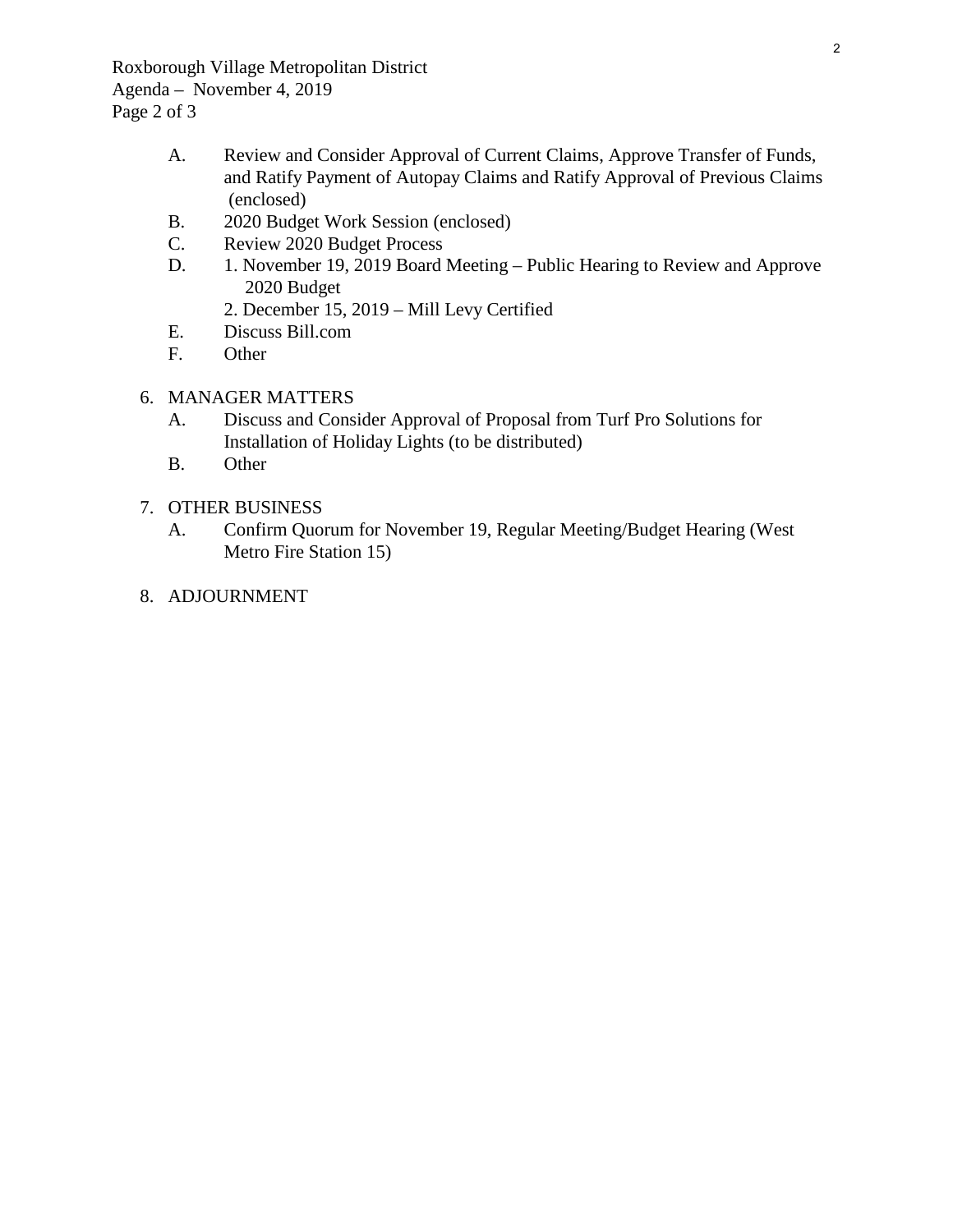A. Review and Consider Approval of Current Claims, Approve Transfer of Funds, and Ratify Payment of Autopay Claims and Ratify Approval of Previous Claims (enclosed)
B. 2020 Budget Work Session (enclosed)
C. Review 2020 Budget Process
D. 1. November 19, 2019 Board Meeting – Public Hearing to Review and Approve 2020 Budget
   2. December 15, 2019 – Mill Levy Certified
E. Discuss Bill.com
F. Other

6. MANAGER MATTERS
   A. Discuss and Consider Approval of Proposal from Turf Pro Solutions for Installation of Holiday Lights (to be distributed)
   B. Other

7. OTHER BUSINESS
   A. Confirm Quorum for November 19, Regular Meeting/Budget Hearing (West Metro Fire Station 15)

8. ADJOURNMENT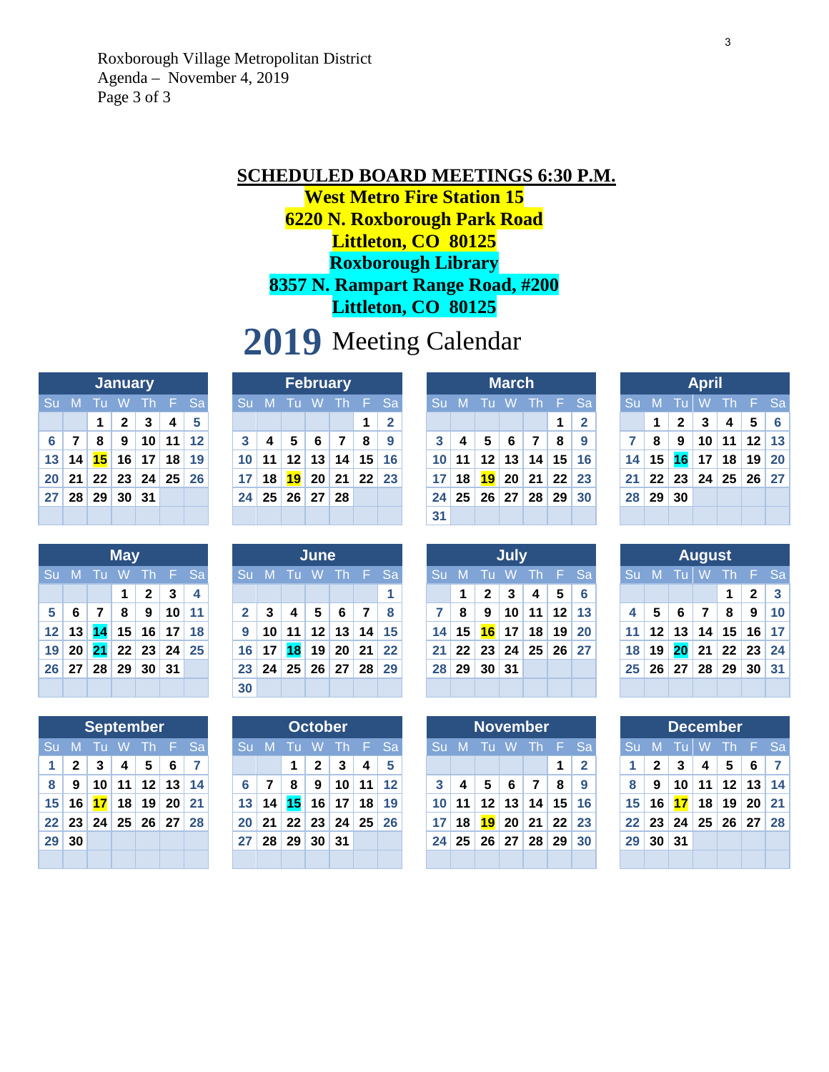Roxborough Village Metropolitan District
Agenda – November 4, 2019
Page 3 of 3

**SCHEDULED BOARD MEETINGS 6:30 P.M.**

**West Metro Fire Station 15**
**6220 N. Roxborough Park Road**
**Littleton, CO 80125**

**Roxborough Library**
**8357 N. Rampart Range Road, #200**
**Littleton, CO 80125**

# 2019 Meeting Calendar

**January**

| Su | M | Tu | W | Th | F | Sa |
|---|---|---|---|---|---|---|
| | | 1 | 2 | 3 | 4 | 5 |
| 6 | 7 | 8 | 9 | 10 | 11 | 12 |
| 13 | 14 | 15 | 16 | 17 | 18 | 19 |
| 20 | 21 | 22 | 23 | 24 | 25 | 26 |
| 27 | 28 | 29 | 30 | 31 | | |

**February**

| Su | M | Tu | W | Th | F | Sa |
|---|---|---|---|---|---|---|
| | | | | | 1 | 2 |
| 3 | 4 | 5 | 6 | 7 | 8 | 9 |
| 10 | 11 | 12 | 13 | 14 | 15 | 16 |
| 17 | 18 | 19 | 20 | 21 | 22 | 23 |
| 24 | 25 | 26 | 27 | 28 | | |

**March**

| Su | M | Tu | W | Th | F | Sa |
|---|---|---|---|---|---|---|
| | | | | | 1 | 2 |
| 3 | 4 | 5 | 6 | 7 | 8 | 9 |
| 10 | 11 | 12 | 13 | 14 | 15 | 16 |
| 17 | 18 | 19 | 20 | 21 | 22 | 23 |
| 24 | 25 | 26 | 27 | 28 | 29 | 30 |
| 31 | | | | | | |

**April**

| Su | M | Tu | W | Th | F | Sa |
|---|---|---|---|---|---|---|
| | 1 | 2 | 3 | 4 | 5 | 6 |
| 7 | 8 | 9 | 10 | 11 | 12 | 13 |
| 14 | 15 | 16 | 17 | 18 | 19 | 20 |
| 21 | 22 | 23 | 24 | 25 | 26 | 27 |
| 28 | 29 | 30 | | | | |

**May**

| Su | M | Tu | W | Th | F | Sa |
|---|---|---|---|---|---|---|
| | | | 1 | 2 | 3 | 4 |
| 5 | 6 | 7 | 8 | 9 | 10 | 11 |
| 12 | 13 | 14 | 15 | 16 | 17 | 18 |
| 19 | 20 | 21 | 22 | 23 | 24 | 25 |
| 26 | 27 | 28 | 29 | 30 | 31 | |

**June**

| Su | M | Tu | W | Th | F | Sa |
|---|---|---|---|---|---|---|
| | | | | | | 1 |
| 2 | 3 | 4 | 5 | 6 | 7 | 8 |
| 9 | 10 | 11 | 12 | 13 | 14 | 15 |
| 16 | 17 | 18 | 19 | 20 | 21 | 22 |
| 23 | 24 | 25 | 26 | 27 | 28 | 29 |
| 30 | | | | | | |

**July**

| Su | M | Tu | W | Th | F | Sa |
|---|---|---|---|---|---|---|
| | 1 | 2 | 3 | 4 | 5 | 6 |
| 7 | 8 | 9 | 10 | 11 | 12 | 13 |
| 14 | 15 | 16 | 17 | 18 | 19 | 20 |
| 21 | 22 | 23 | 24 | 25 | 26 | 27 |
| 28 | 29 | 30 | 31 | | | |

**August**

| Su | M | Tu | W | Th | F | Sa |
|---|---|---|---|---|---|---|
| | | | | 1 | 2 | 3 |
| 4 | 5 | 6 | 7 | 8 | 9 | 10 |
| 11 | 12 | 13 | 14 | 15 | 16 | 17 |
| 18 | 19 | 20 | 21 | 22 | 23 | 24 |
| 25 | 26 | 27 | 28 | 29 | 30 | 31 |

**September**

| Su | M | Tu | W | Th | F | Sa |
|---|---|---|---|---|---|---|
| 1 | 2 | 3 | 4 | 5 | 6 | 7 |
| 8 | 9 | 10 | 11 | 12 | 13 | 14 |
| 15 | 16 | 17 | 18 | 19 | 20 | 21 |
| 22 | 23 | 24 | 25 | 26 | 27 | 28 |
| 29 | 30 | | | | | |

**October**

| Su | M | Tu | W | Th | F | Sa |
|---|---|---|---|---|---|---|
| | | 1 | 2 | 3 | 4 | 5 |
| 6 | 7 | 8 | 9 | 10 | 11 | 12 |
| 13 | 14 | 15 | 16 | 17 | 18 | 19 |
| 20 | 21 | 22 | 23 | 24 | 25 | 26 |
| 27 | 28 | 29 | 30 | 31 | | |

**November**

| Su | M | Tu | W | Th | F | Sa |
|---|---|---|---|---|---|---|
| | | | | | 1 | 2 |
| 3 | 4 | 5 | 6 | 7 | 8 | 9 |
| 10 | 11 | 12 | 13 | 14 | 15 | 16 |
| 17 | 18 | 19 | 20 | 21 | 22 | 23 |
| 24 | 25 | 26 | 27 | 28 | 29 | 30 |

**December**

| Su | M | Tu | W | Th | F | Sa |
|---|---|---|---|---|---|---|
| 1 | 2 | 3 | 4 | 5 | 6 | 7 |
| 8 | 9 | 10 | 11 | 12 | 13 | 14 |
| 15 | 16 | 17 | 18 | 19 | 20 | 21 |
| 22 | 23 | 24 | 25 | 26 | 27 | 28 |
| 29 | 30 | 31 | | | | |